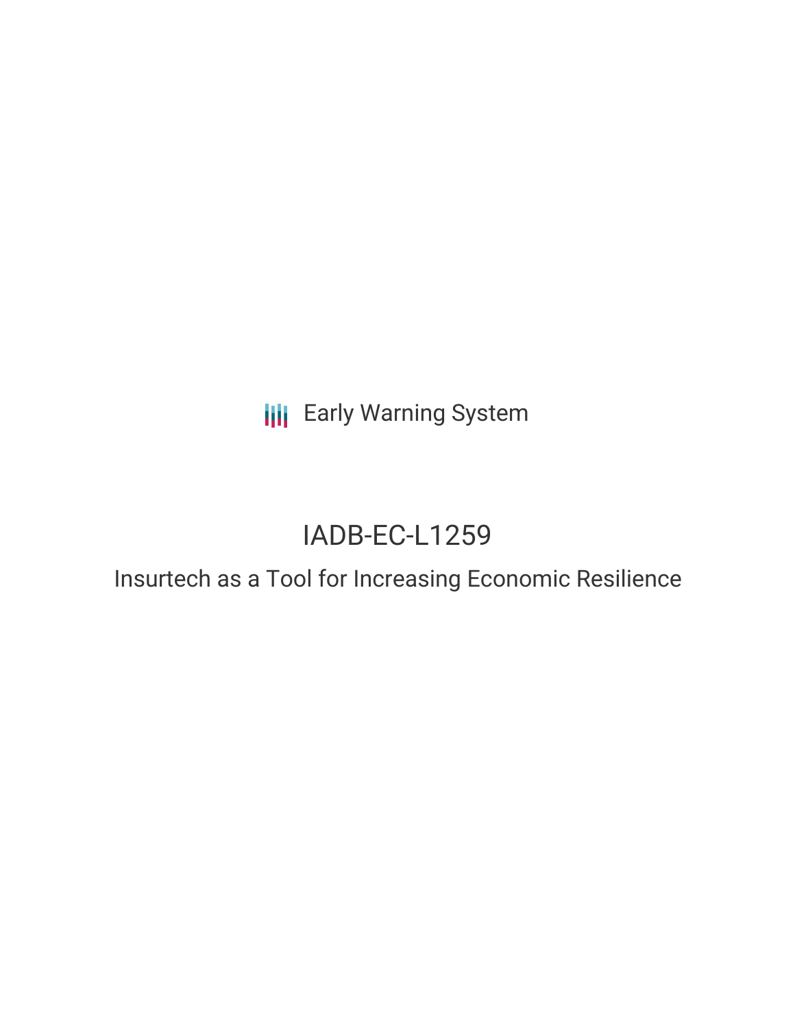Early Warning System

# IADB-EC-L1259

## Insurtech as a Tool for Increasing Economic Resilience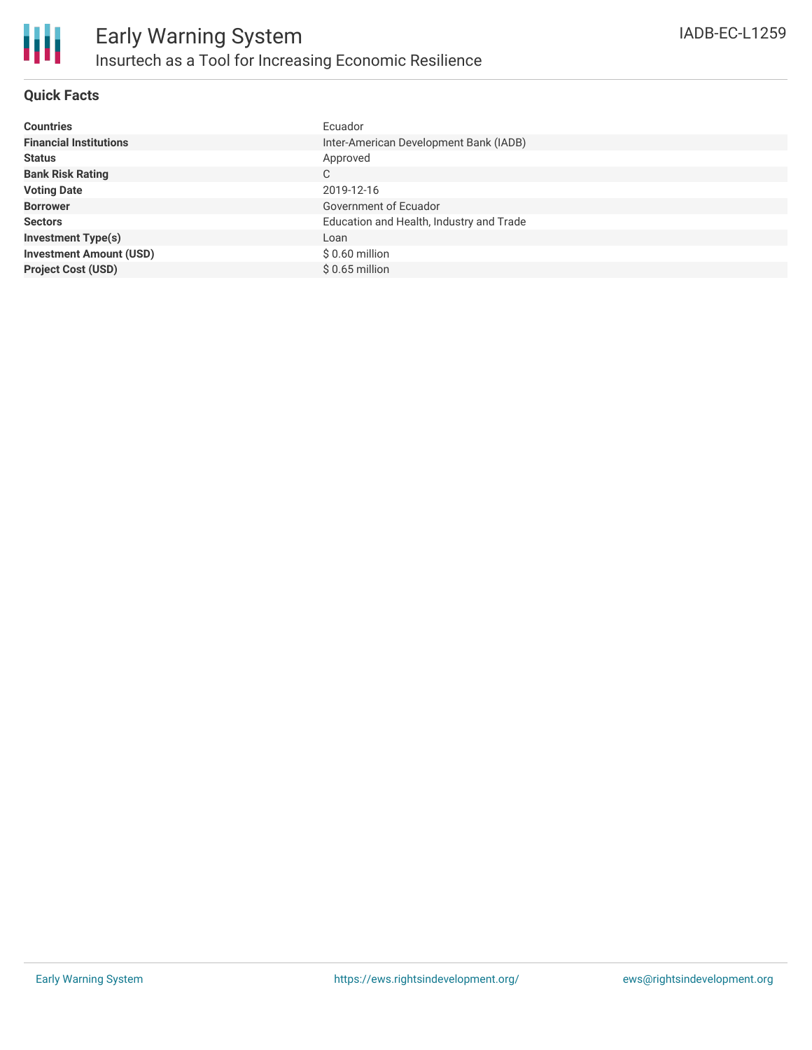# Early Warning System

## Insurtech as a Tool for Increasing Economic Resilience

IADB-EC-L1259

### Quick Facts

| | |
|---|---|
| **Countries** | Ecuador |
| **Financial Institutions** | Inter-American Development Bank (IADB) |
| **Status** | Approved |
| **Bank Risk Rating** | C |
| **Voting Date** | 2019-12-16 |
| **Borrower** | Government of Ecuador |
| **Sectors** | Education and Health, Industry and Trade |
| **Investment Type(s)** | Loan |
| **Investment Amount (USD)** | $ 0.60 million |
| **Project Cost (USD)** | $ 0.65 million |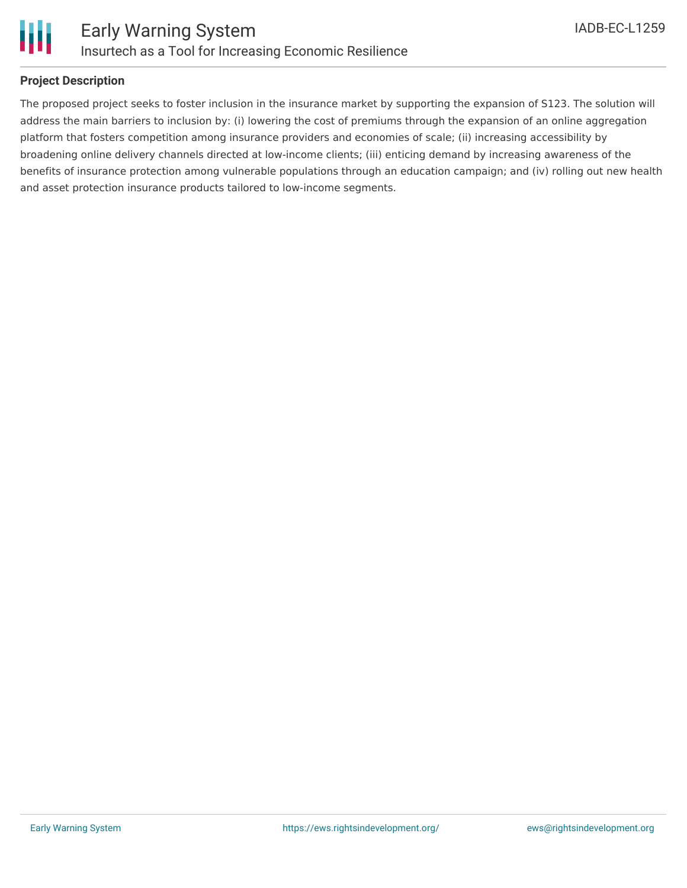**Project Description**

The proposed project seeks to foster inclusion in the insurance market by supporting the expansion of S123. The solution will address the main barriers to inclusion by: (i) lowering the cost of premiums through the expansion of an online aggregation platform that fosters competition among insurance providers and economies of scale; (ii) increasing accessibility by broadening online delivery channels directed at low-income clients; (iii) enticing demand by increasing awareness of the benefits of insurance protection among vulnerable populations through an education campaign; and (iv) rolling out new health and asset protection insurance products tailored to low-income segments.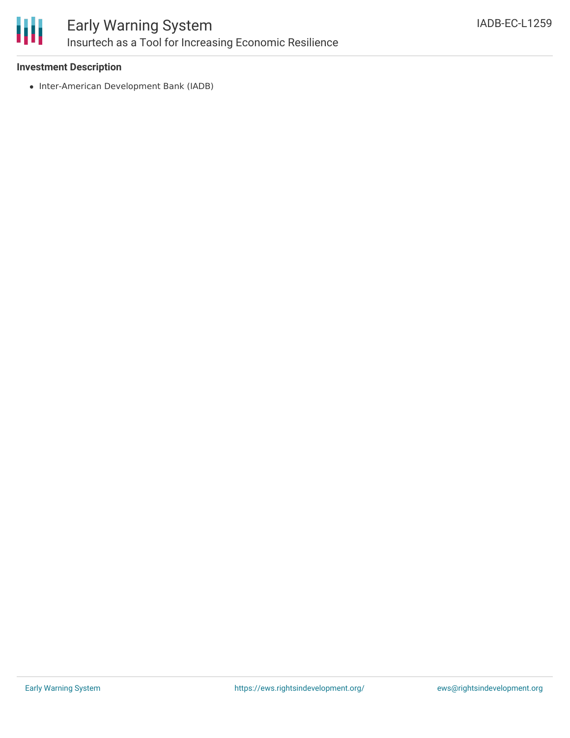### Investment Description

- Inter-American Development Bank (IADB)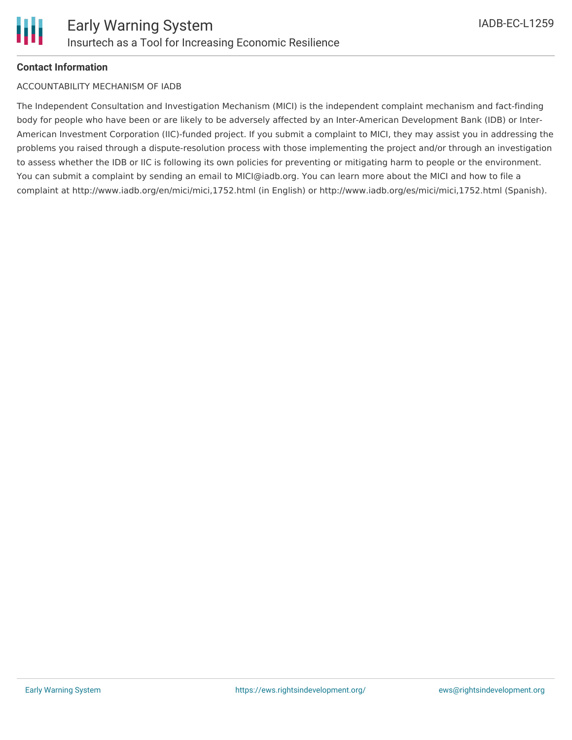**Contact Information**

ACCOUNTABILITY MECHANISM OF IADB

The Independent Consultation and Investigation Mechanism (MICI) is the independent complaint mechanism and fact-finding body for people who have been or are likely to be adversely affected by an Inter-American Development Bank (IDB) or Inter-American Investment Corporation (IIC)-funded project. If you submit a complaint to MICI, they may assist you in addressing the problems you raised through a dispute-resolution process with those implementing the project and/or through an investigation to assess whether the IDB or IIC is following its own policies for preventing or mitigating harm to people or the environment. You can submit a complaint by sending an email to MICI@iadb.org. You can learn more about the MICI and how to file a complaint at http://www.iadb.org/en/mici/mici,1752.html (in English) or http://www.iadb.org/es/mici/mici,1752.html (Spanish).